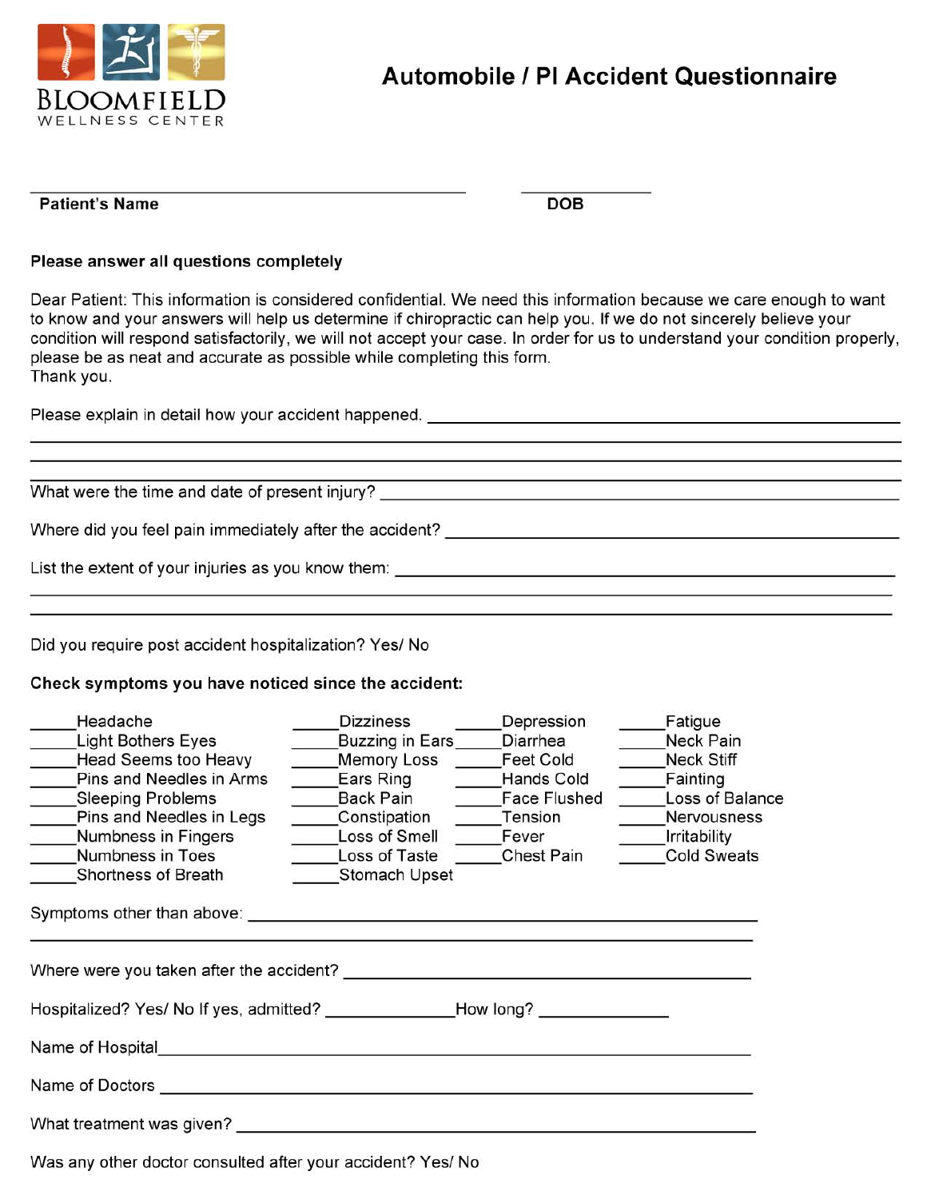BLOOMFIELD
WELLNESS CENTER

# Automobile / PI Accident Questionnaire

______________________________________ ______________

**Patient's Name** **DOB**

**Please answer all questions completely**

Dear Patient: This information is considered confidential. We need this information because we care enough to want to know and your answers will help us determine if chiropractic can help you. If we do not sincerely believe your condition will respond satisfactorily, we will not accept your case. In order for us to understand your condition properly, please be as neat and accurate as possible while completing this form.
Thank you.

Please explain in detail how your accident happened. ______________________________________________
____________________________________________________________________________
____________________________________________________________________________
____________________________________________________________________________

What were the time and date of present injury? ______________________________________________

Where did you feel pain immediately after the accident? ______________________________________

List the extent of your injuries as you know them: __________________________________________
____________________________________________________________________________
____________________________________________________________________________

Did you require post accident hospitalization? Yes/ No

**Check symptoms you have noticed since the accident:**

| | | | |
|---|---|---|---|
| _____Headache | _____Dizziness | _____Depression | _____Fatigue |
| _____Light Bothers Eyes | _____Buzzing in Ears | _____Diarrhea | _____Neck Pain |
| _____Head Seems too Heavy | _____Memory Loss | _____Feet Cold | _____Neck Stiff |
| _____Pins and Needles in Arms | _____Ears Ring | _____Hands Cold | _____Fainting |
| _____Sleeping Problems | _____Back Pain | _____Face Flushed | _____Loss of Balance |
| _____Pins and Needles in Legs | _____Constipation | _____Tension | _____Nervousness |
| _____Numbness in Fingers | _____Loss of Smell | _____Fever | _____Irritability |
| _____Numbness in Toes | _____Loss of Taste | _____Chest Pain | _____Cold Sweats |
| _____Shortness of Breath | _____Stomach Upset | | |

Symptoms other than above: _____________________________________________________
____________________________________________________________________________

Where were you taken after the accident? ____________________________________________

Hospitalized? Yes/ No If yes, admitted? ______________How long? ______________

Name of Hospital_______________________________________________________________

Name of Doctors _______________________________________________________________

What treatment was given? _______________________________________________________

Was any other doctor consulted after your accident? Yes/ No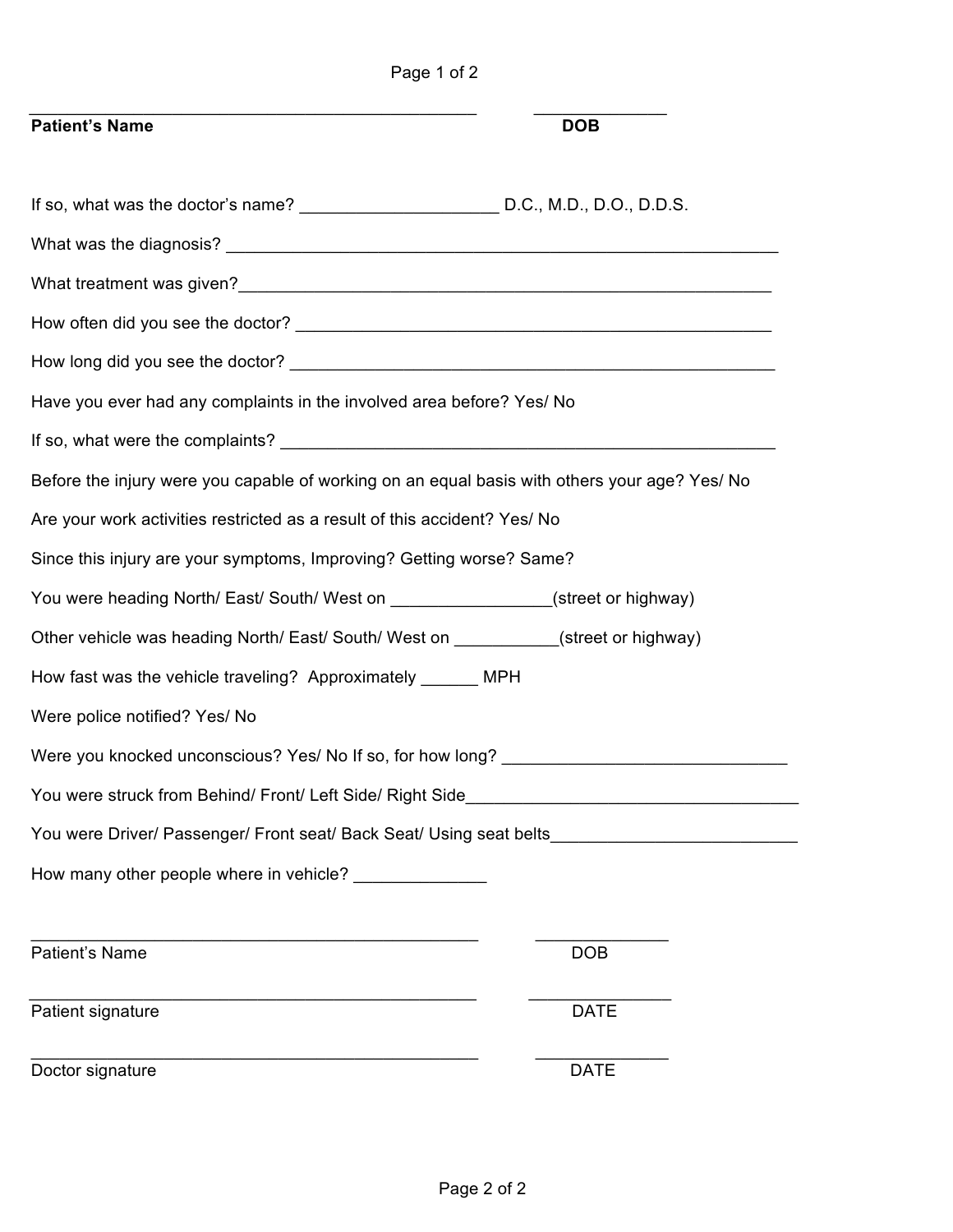______________________________________________ ______________

**Patient's Name** **DOB**

If so, what was the doctor's name? ____________________ D.C., M.D., D.O., D.D.S.

What was the diagnosis? ___________________________________________________________

What treatment was given?_________________________________________________________

How often did you see the doctor? ___________________________________________________

How long did you see the doctor? ____________________________________________________

Have you ever had any complaints in the involved area before? Yes/ No

If so, what were the complaints? _____________________________________________________

Before the injury were you capable of working on an equal basis with others your age? Yes/ No

Are your work activities restricted as a result of this accident? Yes/ No

Since this injury are your symptoms, Improving? Getting worse? Same?

You were heading North/ East/ South/ West on ________________(street or highway)

Other vehicle was heading North/ East/ South/ West on ___________(street or highway)

How fast was the vehicle traveling? Approximately ______ MPH

Were police notified? Yes/ No

Were you knocked unconscious? Yes/ No If so, for how long? ______________________________

You were struck from Behind/ Front/ Left Side/ Right Side___________________________________

You were Driver/ Passenger/ Front seat/ Back Seat/ Using seat belts__________________________

How many other people where in vehicle? _____________

______________________________________________ ______________

Patient's Name DOB

______________________________________________ ______________

Patient signature DATE

______________________________________________ ______________

Doctor signature DATE